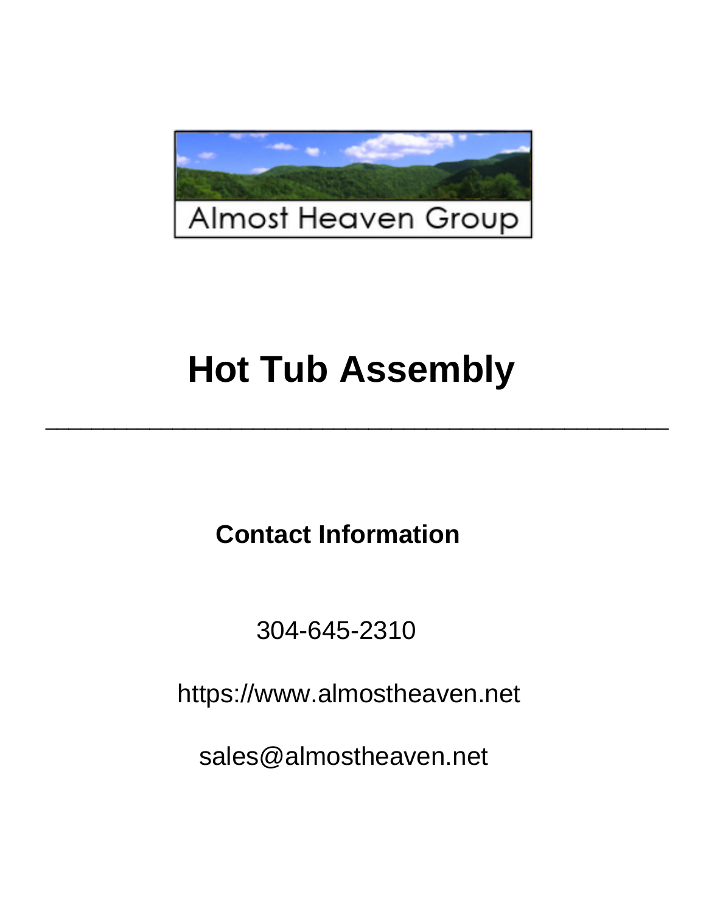Almost Heaven Group

# Hot Tub Assembly

---

## Contact Information

304-645-2310

https://www.almostheaven.net

sales@almostheaven.net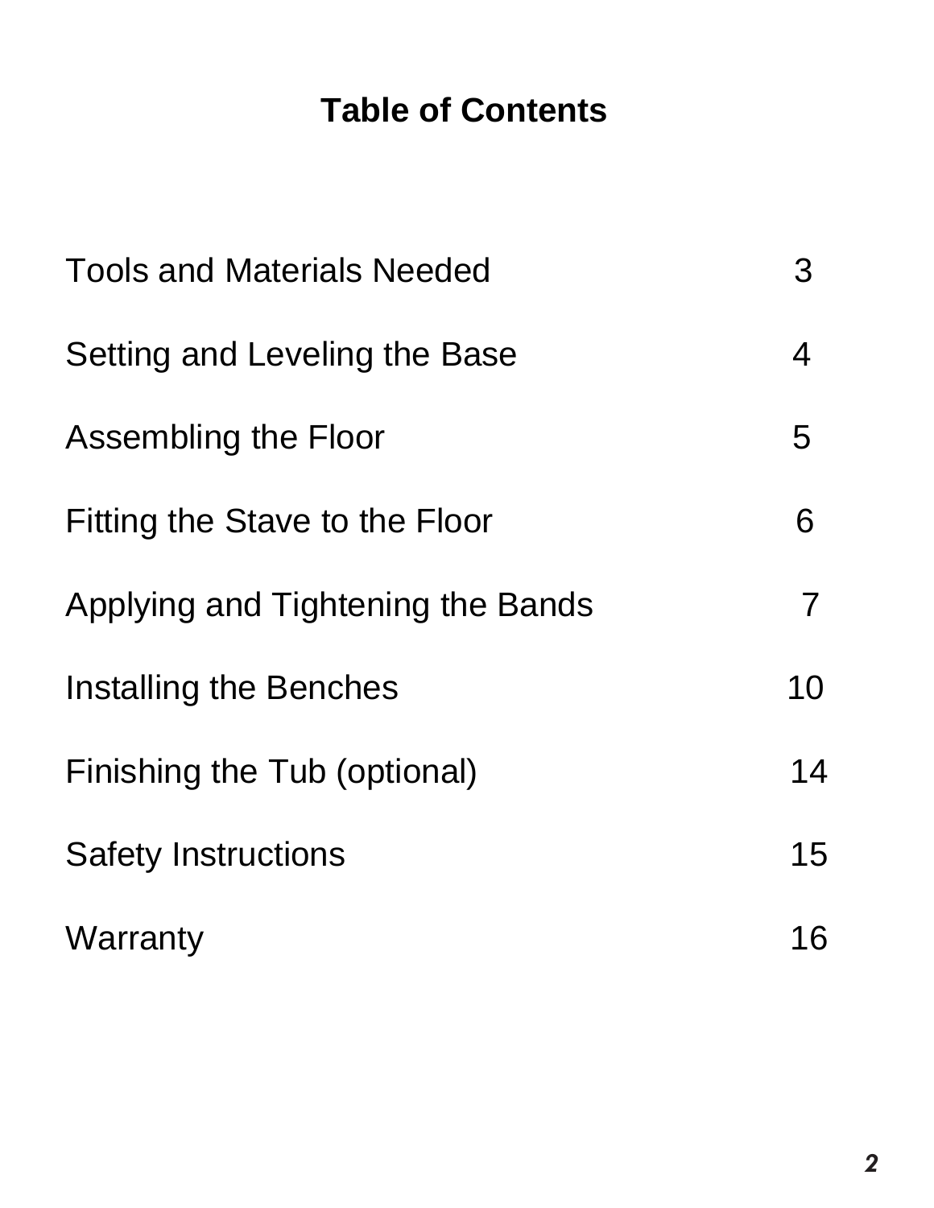# Table of Contents

| | |
|---|---|
| Tools and Materials Needed | 3 |
| Setting and Leveling the Base | 4 |
| Assembling the Floor | 5 |
| Fitting the Stave to the Floor | 6 |
| Applying and Tightening the Bands | 7 |
| Installing the Benches | 10 |
| Finishing the Tub (optional) | 14 |
| Safety Instructions | 15 |
| Warranty | 16 |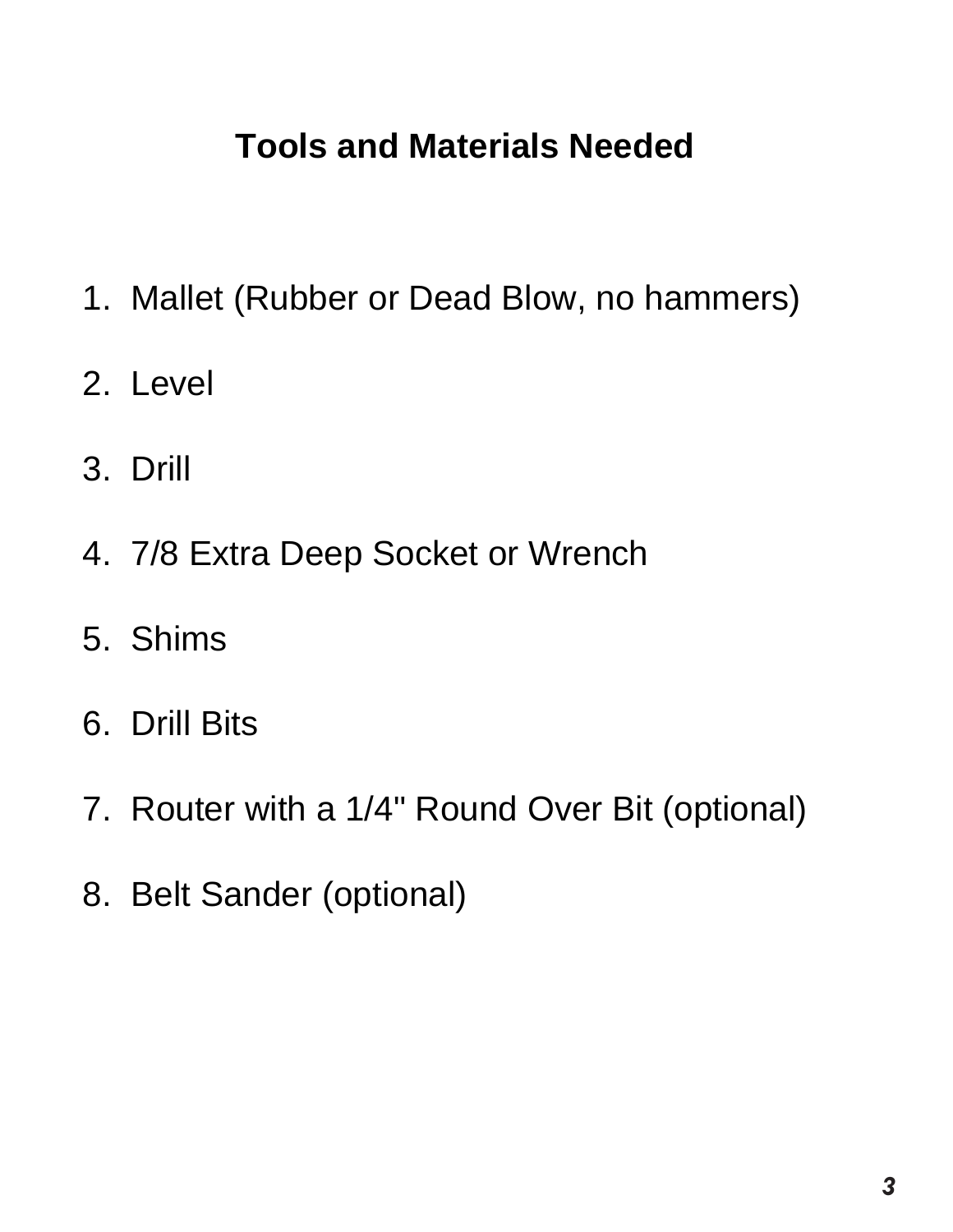# Tools and Materials Needed

1. Mallet (Rubber or Dead Blow, no hammers)
2. Level
3. Drill
4. 7/8 Extra Deep Socket or Wrench
5. Shims
6. Drill Bits
7. Router with a 1/4" Round Over Bit (optional)
8. Belt Sander (optional)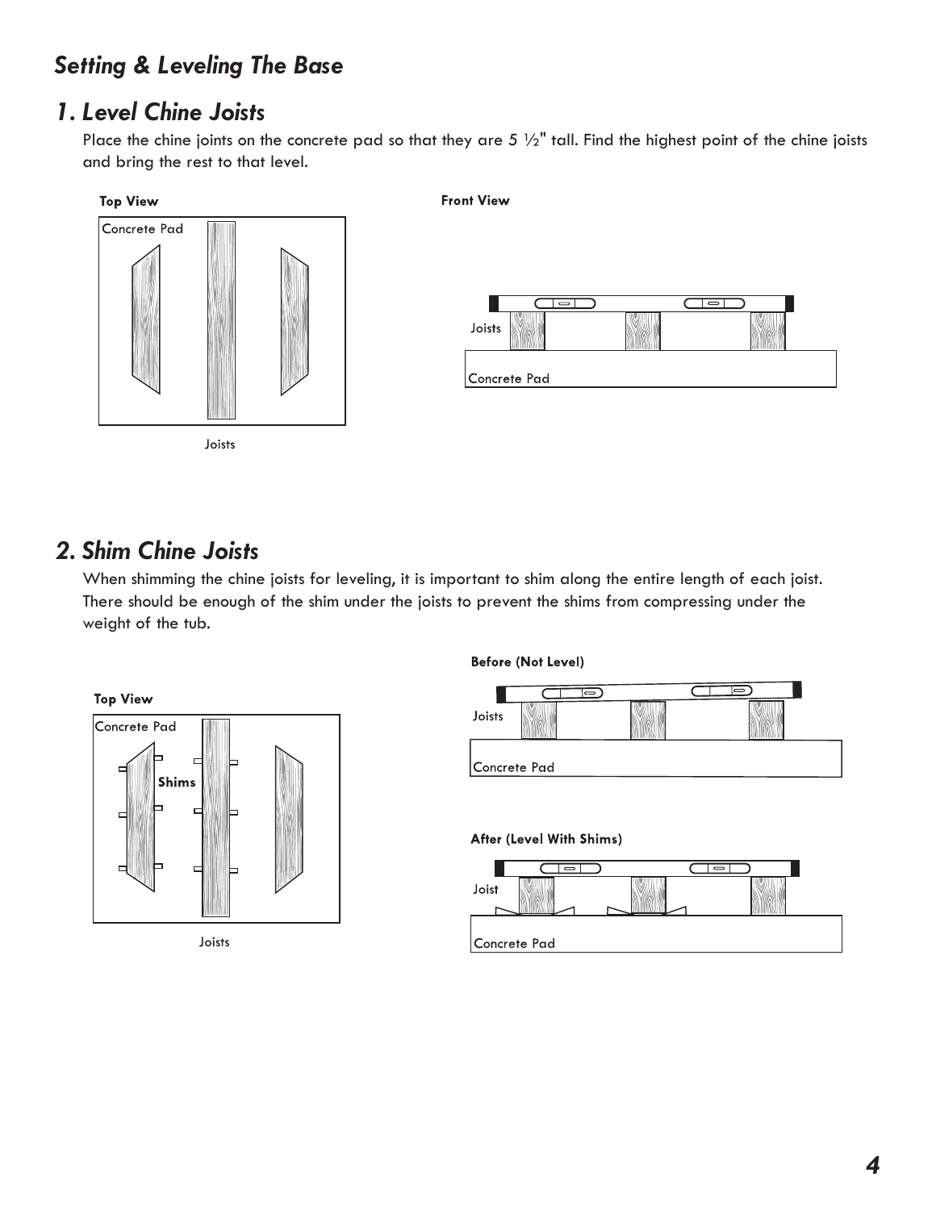## Setting & Leveling The Base

### 1. Level Chine Joists

Place the chine joints on the concrete pad so that they are 5 ½" tall. Find the highest point of the chine joists and bring the rest to that level.

**Top View**

Concrete Pad

Joists

**Front View**

Joists

Concrete Pad

### 2. Shim Chine Joists

When shimming the chine joists for leveling, it is important to shim along the entire length of each joist. There should be enough of the shim under the joists to prevent the shims from compressing under the weight of the tub.

**Top View**

Concrete Pad

**Shims**

Joists

**Before (Not Level)**

Joists

Concrete Pad

**After (Level With Shims)**

Joist

Concrete Pad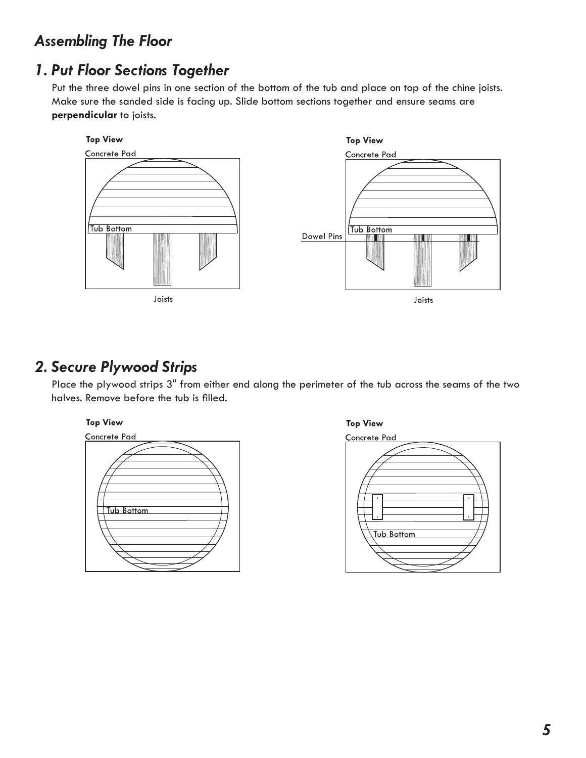# *Assembling The Floor*

## *1. Put Floor Sections Together*

Put the three dowel pins in one section of the bottom of the tub and place on top of the chine joists. Make sure the sanded side is facing up. Slide bottom sections together and ensure seams are **perpendicular** to joists.

Top View

Concrete Pad

Tub Bottom

Joists

Top View

Concrete Pad

Dowel Pins

Tub Bottom

Joists

## *2. Secure Plywood Strips*

Place the plywood strips 3" from either end along the perimeter of the tub across the seams of the two halves. Remove before the tub is filled.

Top View

Concrete Pad

Tub Bottom

Top View

Concrete Pad

Tub Bottom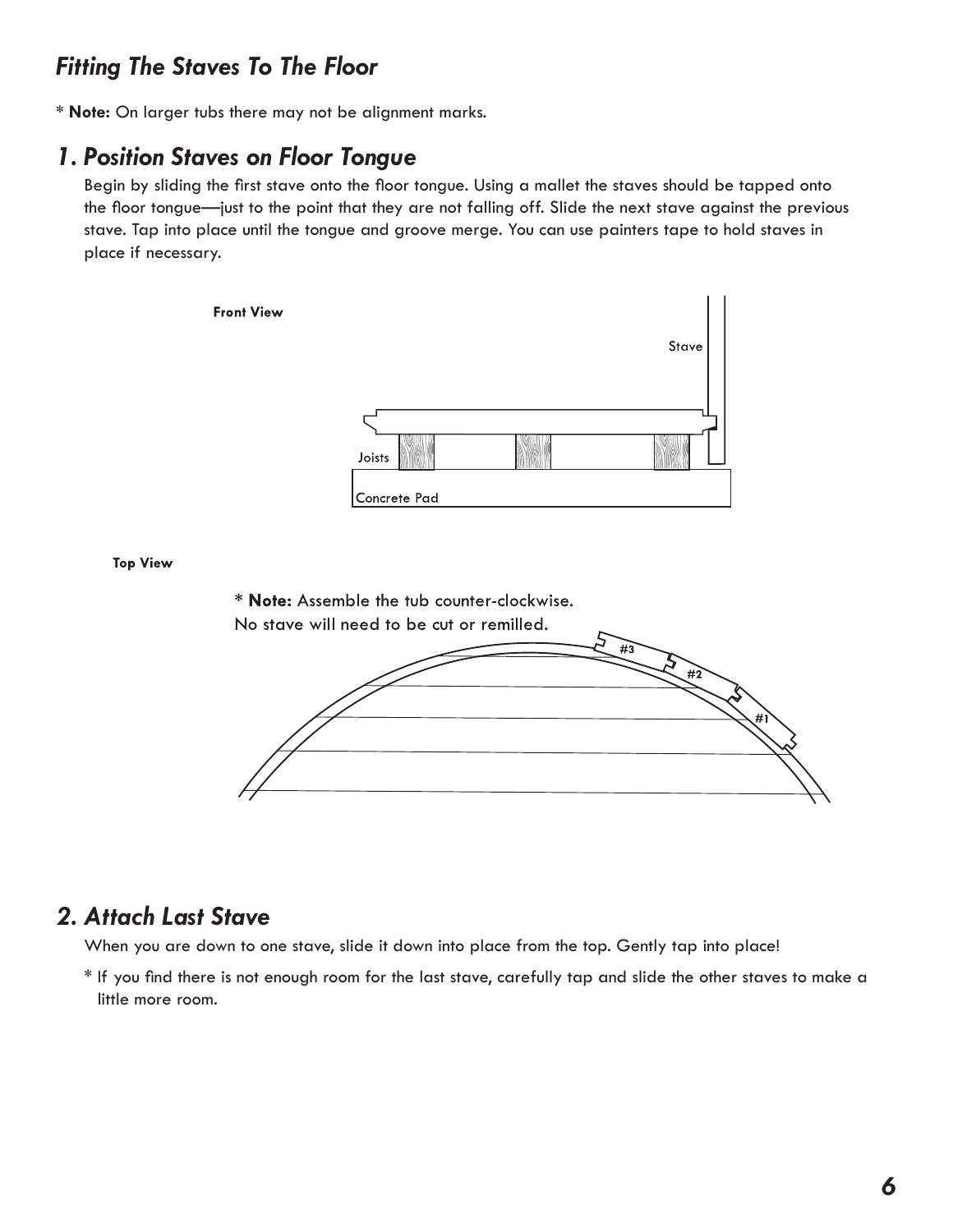## *Fitting The Staves To The Floor*

\* **Note:** On larger tubs there may not be alignment marks.

## *1. Position Staves on Floor Tongue*

Begin by sliding the first stave onto the floor tongue. Using a mallet the staves should be tapped onto the floor tongue—just to the point that they are not falling off. Slide the next stave against the previous stave. Tap into place until the tongue and groove merge. You can use painters tape to hold staves in place if necessary.

**Front View**

Stave

Joists

Concrete Pad

**Top View**

\* **Note:** Assemble the tub counter-clockwise.
No stave will need to be cut or remilled.

#3

#2

#1

## *2. Attach Last Stave*

When you are down to one stave, slide it down into place from the top. Gently tap into place!

\* If you find there is not enough room for the last stave, carefully tap and slide the other staves to make a little more room.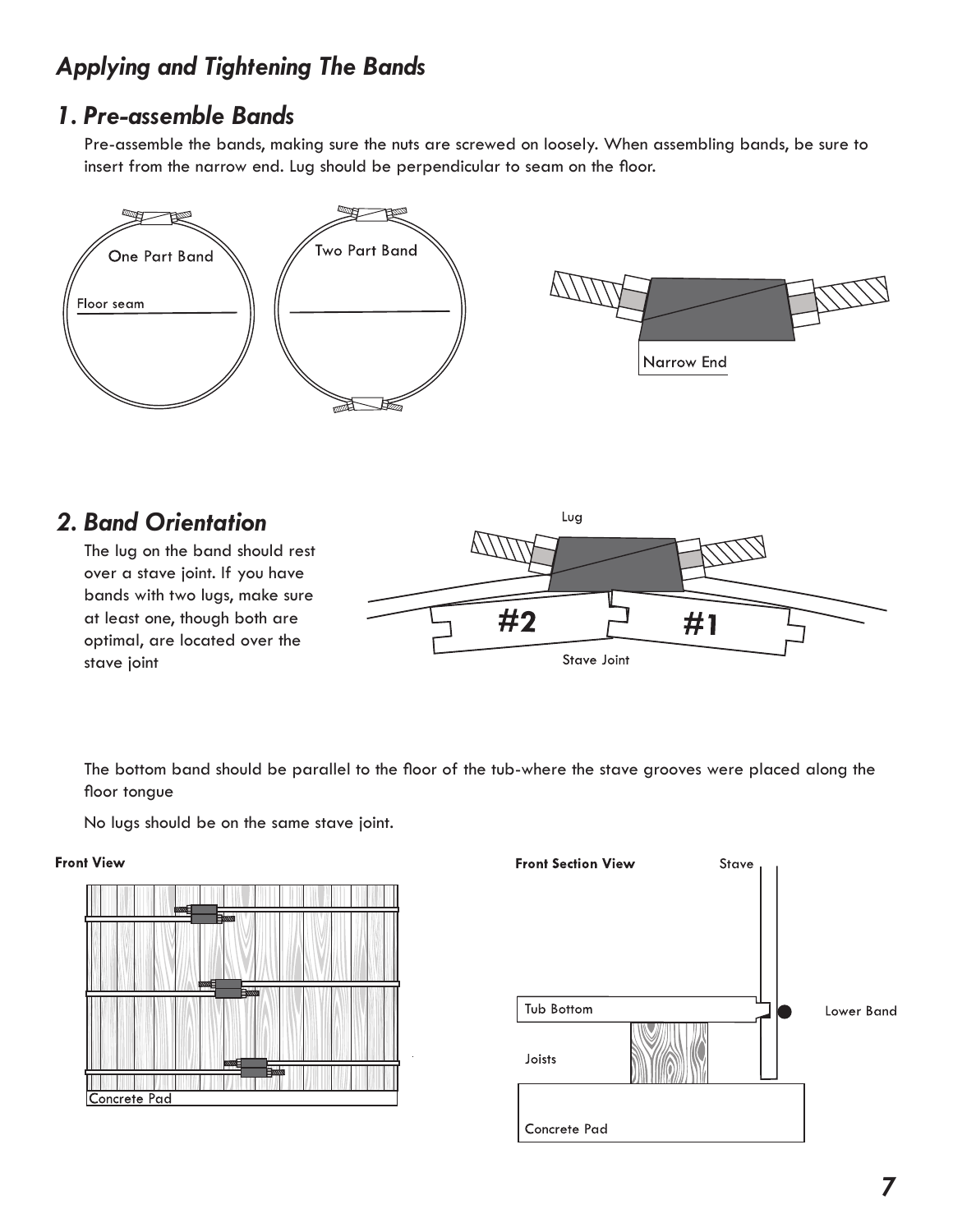# Applying and Tightening The Bands

## 1. Pre-assemble Bands

Pre-assemble the bands, making sure the nuts are screwed on loosely. When assembling bands, be sure to insert from the narrow end. Lug should be perpendicular to seam on the floor.

One Part Band

Floor seam

Two Part Band

Narrow End

## 2. Band Orientation

The lug on the band should rest over a stave joint. If you have bands with two lugs, make sure at least one, though both are optimal, are located over the stave joint

Lug

#2

#1

Stave Joint

The bottom band should be parallel to the floor of the tub-where the stave grooves were placed along the floor tongue

No lugs should be on the same stave joint.

**Front View**

Concrete Pad

**Front Section View**

Stave

Tub Bottom

Lower Band

Joists

Concrete Pad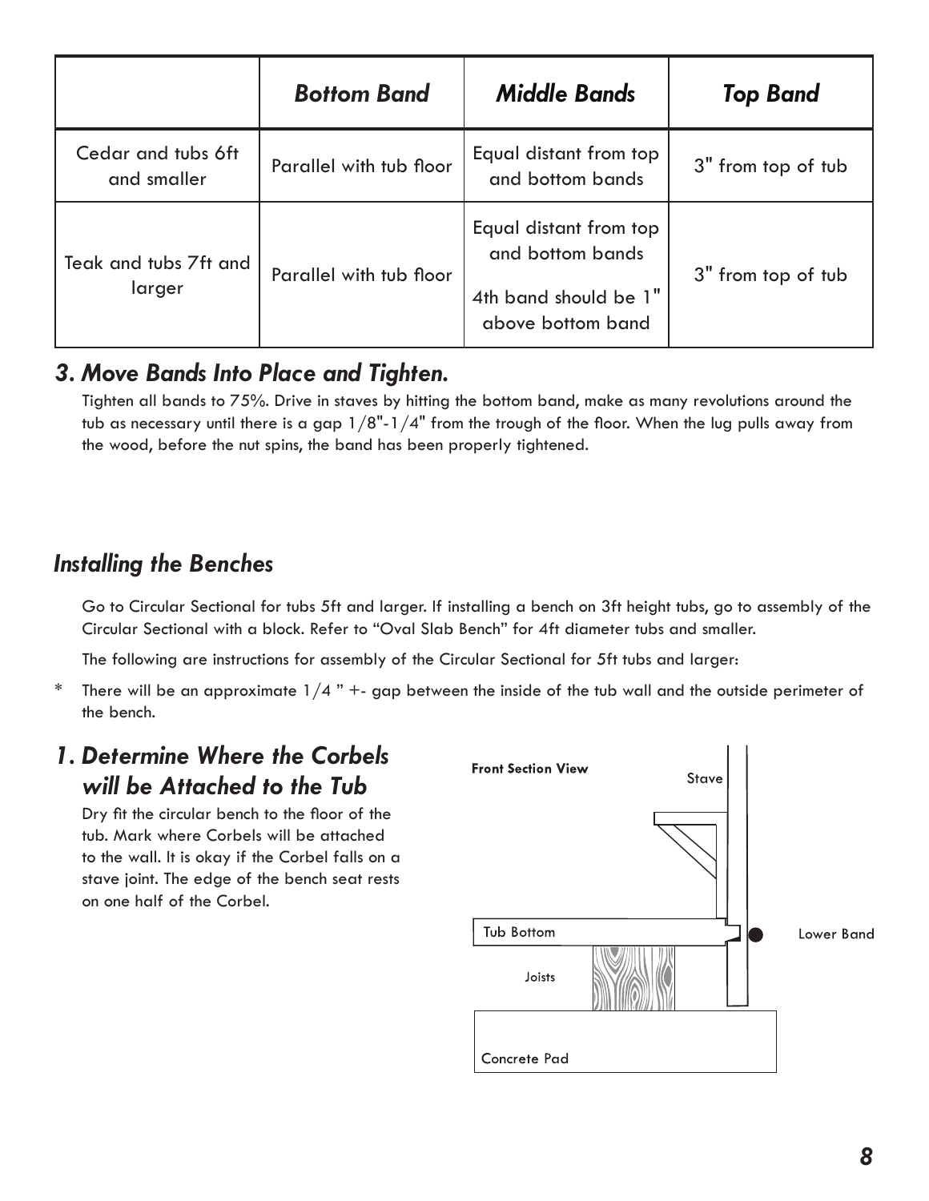| | *Bottom Band* | *Middle Bands* | *Top Band* |
|---|---|---|---|
| Cedar and tubs 6ft and smaller | Parallel with tub floor | Equal distant from top and bottom bands | 3" from top of tub |
| Teak and tubs 7ft and larger | Parallel with tub floor | Equal distant from top and bottom bands<br><br>4th band should be 1" above bottom band | 3" from top of tub |

## *3. Move Bands Into Place and Tighten.*

Tighten all bands to 75%. Drive in staves by hitting the bottom band, make as many revolutions around the tub as necessary until there is a gap 1/8"-1/4" from the trough of the floor. When the lug pulls away from the wood, before the nut spins, the band has been properly tightened.

## *Installing the Benches*

Go to Circular Sectional for tubs 5ft and larger. If installing a bench on 3ft height tubs, go to assembly of the Circular Sectional with a block. Refer to "Oval Slab Bench" for 4ft diameter tubs and smaller.

The following are instructions for assembly of the Circular Sectional for 5ft tubs and larger:

* There will be an approximate 1/4 " +- gap between the inside of the tub wall and the outside perimeter of the bench.

## *1. Determine Where the Corbels will be Attached to the Tub*

Dry fit the circular bench to the floor of the tub. Mark where Corbels will be attached to the wall. It is okay if the Corbel falls on a stave joint. The edge of the bench seat rests on one half of the Corbel.

**Front Section View**

Stave

Tub Bottom

Lower Band

Joists

Concrete Pad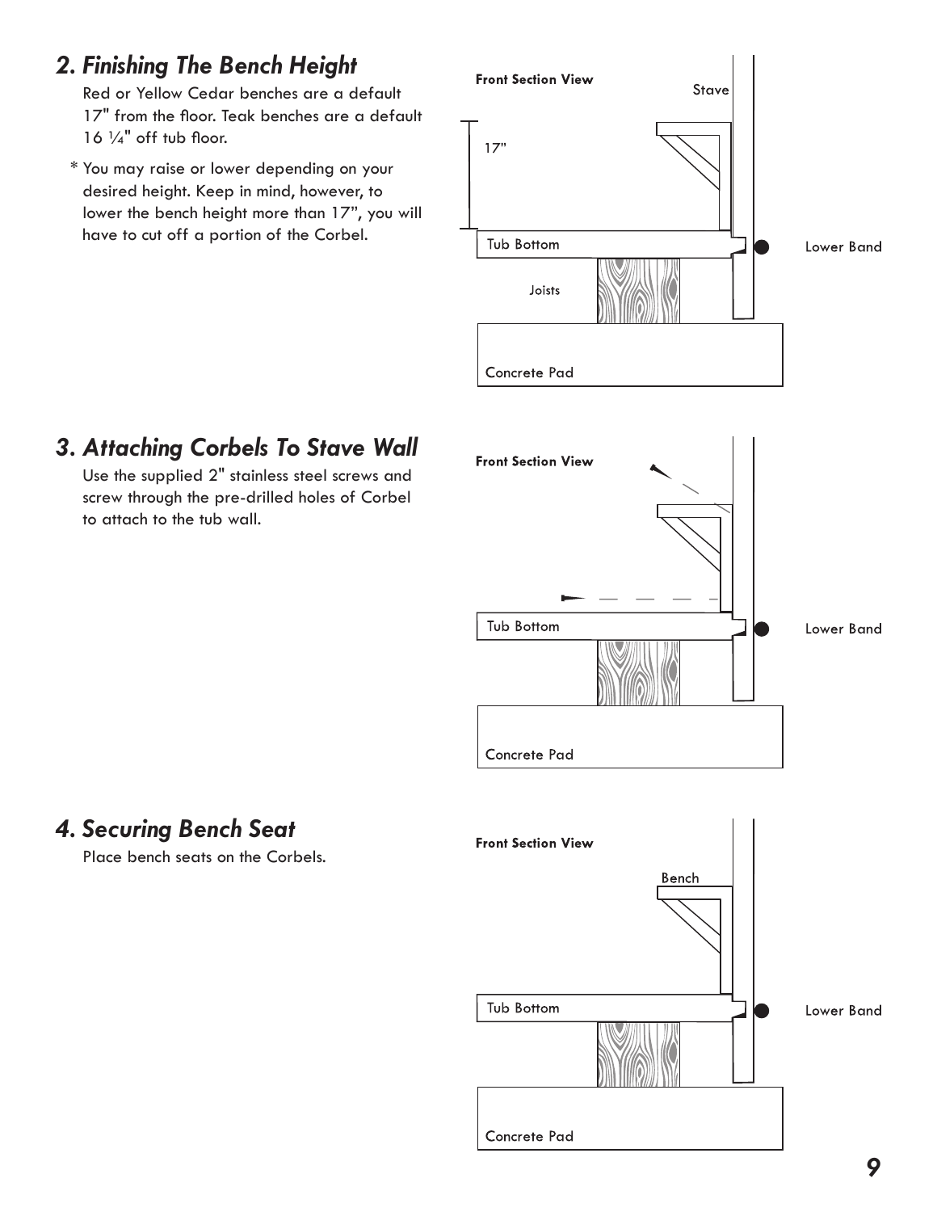## 2. Finishing The Bench Height

Red or Yellow Cedar benches are a default 17" from the floor. Teak benches are a default 16 ¼" off tub floor.

* You may raise or lower depending on your desired height. Keep in mind, however, to lower the bench height more than 17", you will have to cut off a portion of the Corbel.

Front Section View

Stave

17"

Tub Bottom

Lower Band

Joists

Concrete Pad

## 3. Attaching Corbels To Stave Wall

Use the supplied 2" stainless steel screws and screw through the pre-drilled holes of Corbel to attach to the tub wall.

Front Section View

Tub Bottom

Lower Band

Concrete Pad

## 4. Securing Bench Seat

Place bench seats on the Corbels.

Front Section View

Bench

Tub Bottom

Lower Band

Concrete Pad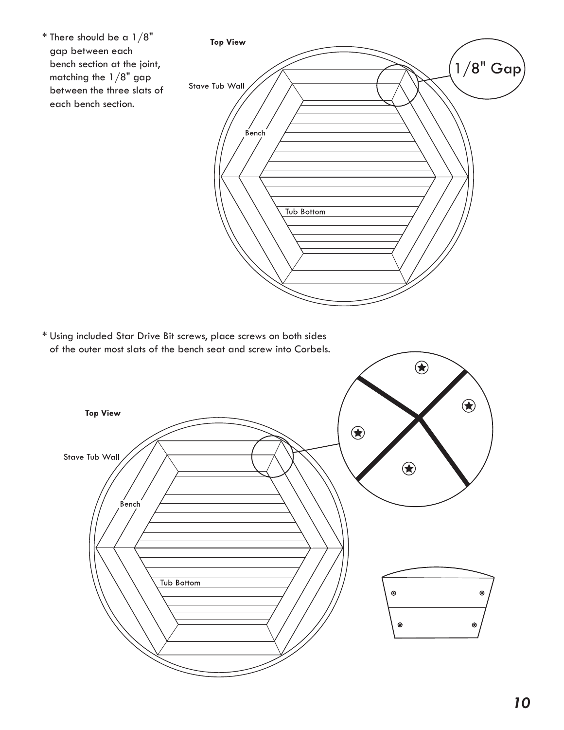* There should be a 1/8" gap between each bench section at the joint, matching the 1/8" gap between the three slats of each bench section.

Top View

Stave Tub Wall

Bench

Tub Bottom

1/8" Gap

* Using included Star Drive Bit screws, place screws on both sides of the outer most slats of the bench seat and screw into Corbels.

Top View

Stave Tub Wall

Bench

Tub Bottom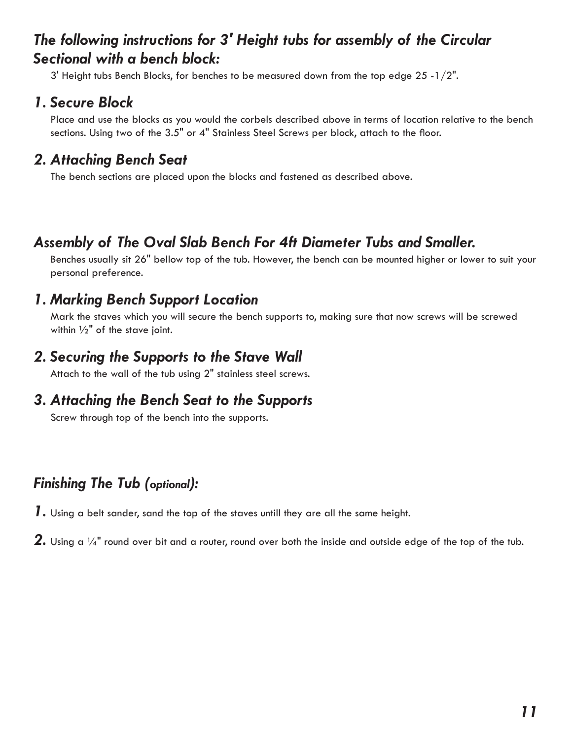## *The following instructions for 3' Height tubs for assembly of the Circular Sectional with a bench block:*

3' Height tubs Bench Blocks, for benches to be measured down from the top edge 25 -1/2".

### *1. Secure Block*

Place and use the blocks as you would the corbels described above in terms of location relative to the bench sections. Using two of the 3.5" or 4" Stainless Steel Screws per block, attach to the floor.

### *2. Attaching Bench Seat*

The bench sections are placed upon the blocks and fastened as described above.

## *Assembly of The Oval Slab Bench For 4ft Diameter Tubs and Smaller.*

Benches usually sit 26" bellow top of the tub. However, the bench can be mounted higher or lower to suit your personal preference.

### *1. Marking Bench Support Location*

Mark the staves which you will secure the bench supports to, making sure that now screws will be screwed within ½" of the stave joint.

### *2. Securing the Supports to the Stave Wall*

Attach to the wall of the tub using 2" stainless steel screws.

### *3. Attaching the Bench Seat to the Supports*

Screw through top of the bench into the supports.

## *Finishing The Tub (optional):*

**1.** Using a belt sander, sand the top of the staves untill they are all the same height.

**2.** Using a ¼" round over bit and a router, round over both the inside and outside edge of the top of the tub.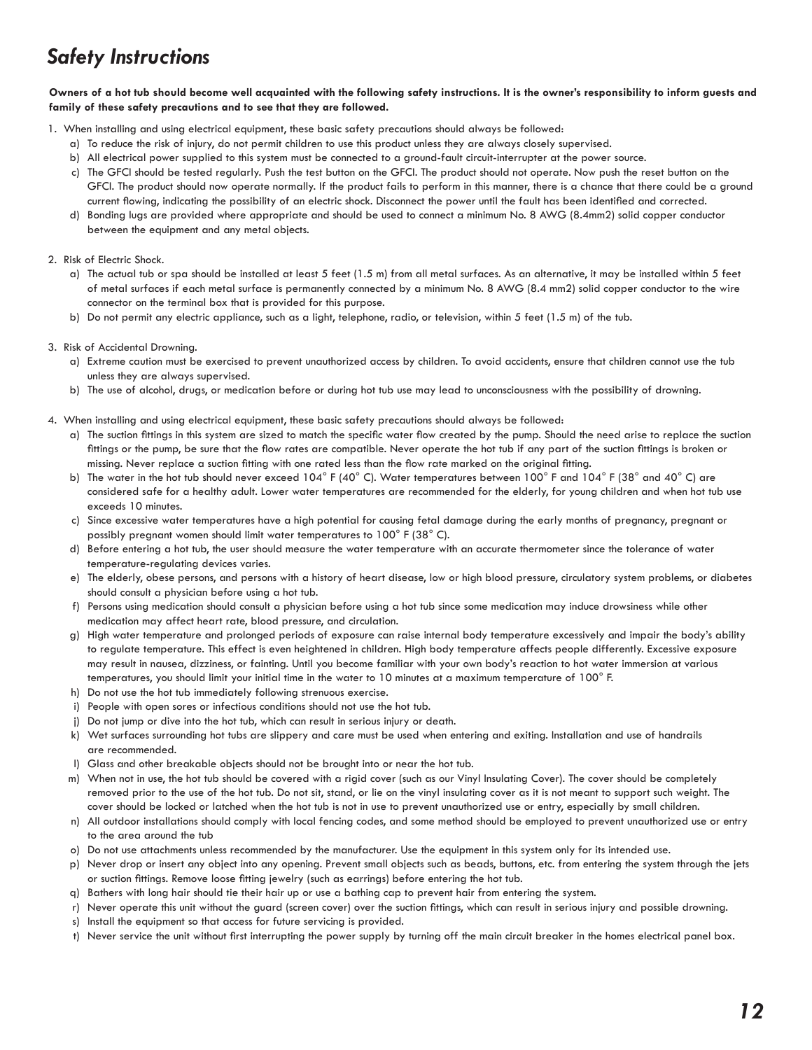# *Safety Instructions*

**Owners of a hot tub should become well acquainted with the following safety instructions. It is the owner's responsibility to inform guests and family of these safety precautions and to see that they are followed.**

1. When installing and using electrical equipment, these basic safety precautions should always be followed:
   a) To reduce the risk of injury, do not permit children to use this product unless they are always closely supervised.
   b) All electrical power supplied to this system must be connected to a ground-fault circuit-interrupter at the power source.
   c) The GFCI should be tested regularly. Push the test button on the GFCI. The product should not operate. Now push the reset button on the GFCI. The product should now operate normally. If the product fails to perform in this manner, there is a chance that there could be a ground current flowing, indicating the possibility of an electric shock. Disconnect the power until the fault has been identified and corrected.
   d) Bonding lugs are provided where appropriate and should be used to connect a minimum No. 8 AWG (8.4mm2) solid copper conductor between the equipment and any metal objects.

2. Risk of Electric Shock.
   a) The actual tub or spa should be installed at least 5 feet (1.5 m) from all metal surfaces. As an alternative, it may be installed within 5 feet of metal surfaces if each metal surface is permanently connected by a minimum No. 8 AWG (8.4 mm2) solid copper conductor to the wire connector on the terminal box that is provided for this purpose.
   b) Do not permit any electric appliance, such as a light, telephone, radio, or television, within 5 feet (1.5 m) of the tub.

3. Risk of Accidental Drowning.
   a) Extreme caution must be exercised to prevent unauthorized access by children. To avoid accidents, ensure that children cannot use the tub unless they are always supervised.
   b) The use of alcohol, drugs, or medication before or during hot tub use may lead to unconsciousness with the possibility of drowning.

4. When installing and using electrical equipment, these basic safety precautions should always be followed:
   a) The suction fittings in this system are sized to match the specific water flow created by the pump. Should the need arise to replace the suction fittings or the pump, be sure that the flow rates are compatible. Never operate the hot tub if any part of the suction fittings is broken or missing. Never replace a suction fitting with one rated less than the flow rate marked on the original fitting.
   b) The water in the hot tub should never exceed 104° F (40° C). Water temperatures between 100° F and 104° F (38° and 40° C) are considered safe for a healthy adult. Lower water temperatures are recommended for the elderly, for young children and when hot tub use exceeds 10 minutes.
   c) Since excessive water temperatures have a high potential for causing fetal damage during the early months of pregnancy, pregnant or possibly pregnant women should limit water temperatures to 100° F (38° C).
   d) Before entering a hot tub, the user should measure the water temperature with an accurate thermometer since the tolerance of water temperature-regulating devices varies.
   e) The elderly, obese persons, and persons with a history of heart disease, low or high blood pressure, circulatory system problems, or diabetes should consult a physician before using a hot tub.
   f) Persons using medication should consult a physician before using a hot tub since some medication may induce drowsiness while other medication may affect heart rate, blood pressure, and circulation.
   g) High water temperature and prolonged periods of exposure can raise internal body temperature excessively and impair the body's ability to regulate temperature. This effect is even heightened in children. High body temperature affects people differently. Excessive exposure may result in nausea, dizziness, or fainting. Until you become familiar with your own body's reaction to hot water immersion at various temperatures, you should limit your initial time in the water to 10 minutes at a maximum temperature of 100° F.
   h) Do not use the hot tub immediately following strenuous exercise.
   i) People with open sores or infectious conditions should not use the hot tub.
   j) Do not jump or dive into the hot tub, which can result in serious injury or death.
   k) Wet surfaces surrounding hot tubs are slippery and care must be used when entering and exiting. Installation and use of handrails are recommended.
   l) Glass and other breakable objects should not be brought into or near the hot tub.
   m) When not in use, the hot tub should be covered with a rigid cover (such as our Vinyl Insulating Cover). The cover should be completely removed prior to the use of the hot tub. Do not sit, stand, or lie on the vinyl insulating cover as it is not meant to support such weight. The cover should be locked or latched when the hot tub is not in use to prevent unauthorized use or entry, especially by small children.
   n) All outdoor installations should comply with local fencing codes, and some method should be employed to prevent unauthorized use or entry to the area around the tub
   o) Do not use attachments unless recommended by the manufacturer. Use the equipment in this system only for its intended use.
   p) Never drop or insert any object into any opening. Prevent small objects such as beads, buttons, etc. from entering the system through the jets or suction fittings. Remove loose fitting jewelry (such as earrings) before entering the hot tub.
   q) Bathers with long hair should tie their hair up or use a bathing cap to prevent hair from entering the system.
   r) Never operate this unit without the guard (screen cover) over the suction fittings, which can result in serious injury and possible drowning.
   s) Install the equipment so that access for future servicing is provided.
   t) Never service the unit without first interrupting the power supply by turning off the main circuit breaker in the homes electrical panel box.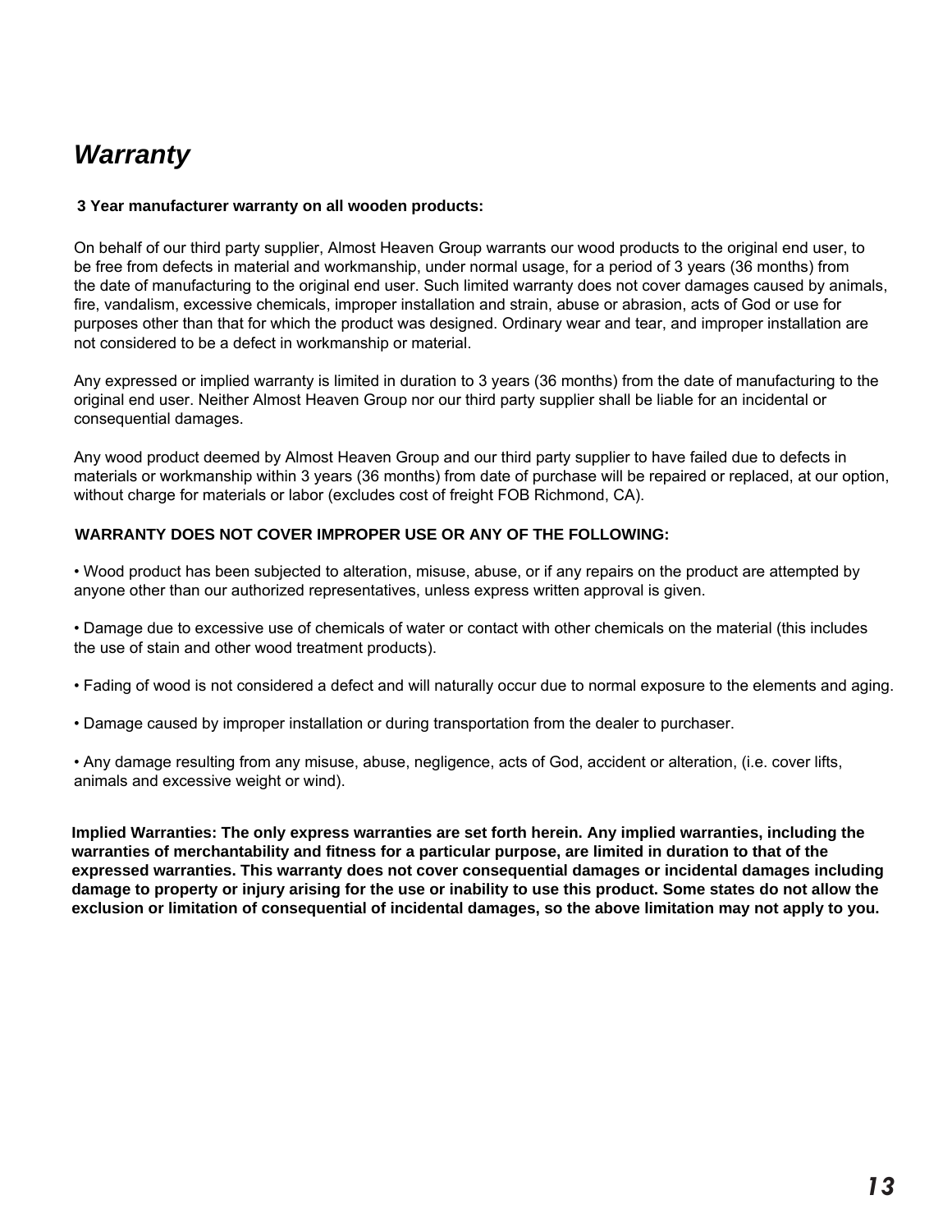# *Warranty*

**3 Year manufacturer warranty on all wooden products:**

On behalf of our third party supplier, Almost Heaven Group warrants our wood products to the original end user, to be free from defects in material and workmanship, under normal usage, for a period of 3 years (36 months) from the date of manufacturing to the original end user. Such limited warranty does not cover damages caused by animals, fire, vandalism, excessive chemicals, improper installation and strain, abuse or abrasion, acts of God or use for purposes other than that for which the product was designed. Ordinary wear and tear, and improper installation are not considered to be a defect in workmanship or material.

Any expressed or implied warranty is limited in duration to 3 years (36 months) from the date of manufacturing to the original end user. Neither Almost Heaven Group nor our third party supplier shall be liable for an incidental or consequential damages.

Any wood product deemed by Almost Heaven Group and our third party supplier to have failed due to defects in materials or workmanship within 3 years (36 months) from date of purchase will be repaired or replaced, at our option, without charge for materials or labor (excludes cost of freight FOB Richmond, CA).

**WARRANTY DOES NOT COVER IMPROPER USE OR ANY OF THE FOLLOWING:**

- Wood product has been subjected to alteration, misuse, abuse, or if any repairs on the product are attempted by anyone other than our authorized representatives, unless express written approval is given.

- Damage due to excessive use of chemicals of water or contact with other chemicals on the material (this includes the use of stain and other wood treatment products).

- Fading of wood is not considered a defect and will naturally occur due to normal exposure to the elements and aging.

- Damage caused by improper installation or during transportation from the dealer to purchaser.

- Any damage resulting from any misuse, abuse, negligence, acts of God, accident or alteration, (i.e. cover lifts, animals and excessive weight or wind).

**Implied Warranties: The only express warranties are set forth herein. Any implied warranties, including the warranties of merchantability and fitness for a particular purpose, are limited in duration to that of the expressed warranties. This warranty does not cover consequential damages or incidental damages including damage to property or injury arising for the use or inability to use this product. Some states do not allow the exclusion or limitation of consequential of incidental damages, so the above limitation may not apply to you.**